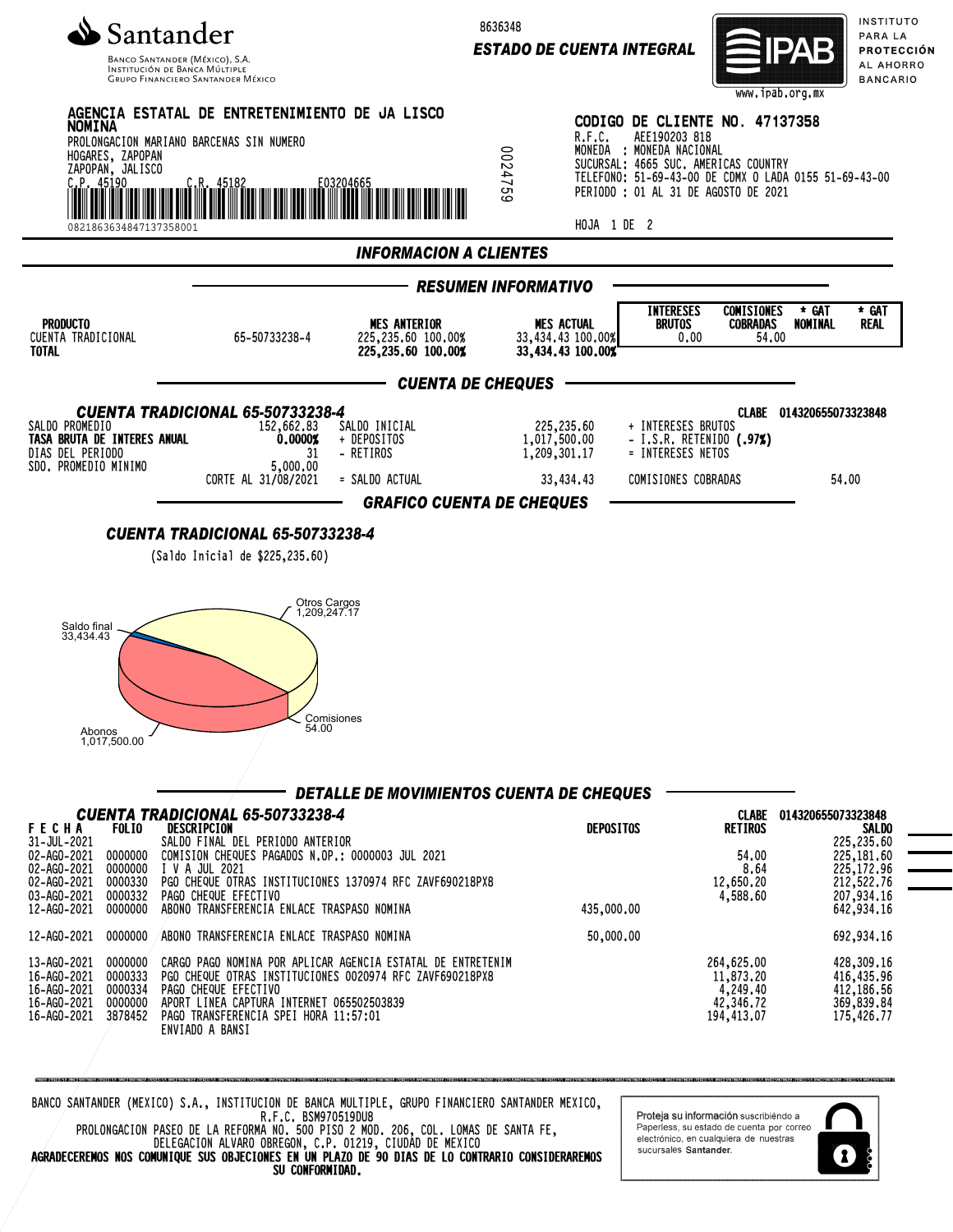**Santander**
Banco Santander (México), S.A.
Institución de Banca Múltiple
Grupo Financiero Santander México

8636348
**ESTADO DE CUENTA INTEGRAL**

IPAB — INSTITUTO PARA LA PROTECCIÓN AL AHORRO BANCARIO
www.ipab.org.mx

**AGENCIA ESTATAL DE ENTRETENIMIENTO DE JA LISCO NOMINA**
PROLONGACION MARIANO BARCENAS SIN NUMERO
HOGARES, ZAPOPAN
ZAPOPAN, JALISCO
C.P. 45190 C.R. 45182 E03204665

08218636348471373580001

0024759

**CODIGO DE CLIENTE NO. 47137358**
R.F.C. AEE190203 818
MONEDA : MONEDA NACIONAL
SUCURSAL: 4665 SUC. AMERICAS COUNTRY
TELEFONO: 51-69-43-00 DE CDMX O LADA 0155 51-69-43-00
PERIODO : 01 AL 31 DE AGOSTO DE 2021

HOJA 1 DE 2

## INFORMACION A CLIENTES

### RESUMEN INFORMATIVO

| PRODUCTO | | MES ANTERIOR | MES ACTUAL | INTERESES BRUTOS | COMISIONES COBRADAS | * GAT NOMINAL | * GAT REAL |
|---|---|---|---|---|---|---|---|
| CUENTA TRADICIONAL | 65-50733238-4 | 225,235.60 100.00% | 33,434.43 100.00% | 0.00 | 54.00 | | |
| **TOTAL** | | **225,235.60 100.00%** | **33,434.43 100.00%** | | | | |

### CUENTA DE CHEQUES

**CUENTA TRADICIONAL 65-50733238-4** — CLABE 014320655073323848

| | | | | | |
|---|---|---|---|---|---|
| SALDO PROMEDIO | 152,662.83 | SALDO INICIAL | 225,235.60 | + INTERESES BRUTOS | |
| **TASA BRUTA DE INTERES ANUAL** | **0.0000%** | + DEPOSITOS | 1,017,500.00 | - I.S.R. RETENIDO (.97%) | |
| DIAS DEL PERIODO | 31 | - RETIROS | 1,209,301.17 | = INTERESES NETOS | |
| SDO. PROMEDIO MINIMO | 5,000.00 | | | | |
| | CORTE AL 31/08/2021 | = SALDO ACTUAL | 33,434.43 | COMISIONES COBRADAS | 54.00 |

### GRAFICO CUENTA DE CHEQUES

**CUENTA TRADICIONAL 65-50733238-4**

(Saldo Inicial de $225,235.60)

Otros Cargos 1,209,247.17
Saldo final 33,434.43
Comisiones 54.00
Abonos 1,017,500.00

### DETALLE DE MOVIMIENTOS CUENTA DE CHEQUES

**CUENTA TRADICIONAL 65-50733238-4** — CLABE 014320655073323848

| FECHA | FOLIO | DESCRIPCION | DEPOSITOS | RETIROS | SALDO |
|---|---|---|---|---|---|
| 31-JUL-2021 | | SALDO FINAL DEL PERIODO ANTERIOR | | | 225,235.60 |
| 02-AGO-2021 | 0000000 | COMISION CHEQUES PAGADOS N.OP.: 0000003 JUL 2021 | | 54.00 | 225,181.60 |
| 02-AGO-2021 | 0000000 | I V A JUL 2021 | | 8.64 | 225,172.96 |
| 02-AGO-2021 | 0000330 | PGO CHEQUE OTRAS INSTITUCIONES 1370974 RFC ZAVF690218PX8 | | 12,650.20 | 212,522.76 |
| 03-AGO-2021 | 0000332 | PAGO CHEQUE EFECTIVO | | 4,588.60 | 207,934.16 |
| 12-AGO-2021 | 0000000 | ABONO TRANSFERENCIA ENLACE TRASPASO NOMINA | 435,000.00 | | 642,934.16 |
| 12-AGO-2021 | 0000000 | ABONO TRANSFERENCIA ENLACE TRASPASO NOMINA | 50,000.00 | | 692,934.16 |
| 13-AGO-2021 | 0000000 | CARGO PAGO NOMINA POR APLICAR AGENCIA ESTATAL DE ENTRETENIM | | 264,625.00 | 428,309.16 |
| 16-AGO-2021 | 0000333 | PGO CHEQUE OTRAS INSTITUCIONES 0020974 RFC ZAVF690218PX8 | | 11,873.20 | 416,435.96 |
| 16-AGO-2021 | 0000334 | PAGO CHEQUE EFECTIVO | | 4,249.40 | 412,186.56 |
| 16-AGO-2021 | 0000000 | APORT LINEA CAPTURA INTERNET 065502503839 | | 42,346.72 | 369,839.84 |
| 16-AGO-2021 | 3878452 | PAGO TRANSFERENCIA SPEI HORA 11:57:01 ENVIADO A BANSI | | 194,413.07 | 175,426.77 |

BANCO SANTANDER (MEXICO) S.A., INSTITUCION DE BANCA MULTIPLE, GRUPO FINANCIERO SANTANDER MEXICO,
R.F.C. BSM970519DU8
PROLONGACION PASEO DE LA REFORMA NO. 500 PISO 2 MOD. 206, COL. LOMAS DE SANTA FE,
DELEGACION ALVARO OBREGON, C.P. 01219, CIUDAD DE MEXICO
**AGRADECEREMOS NOS COMUNIQUE SUS OBJECIONES EN UN PLAZO DE 90 DIAS DE LO CONTRARIO CONSIDERAREMOS SU CONFORMIDAD.**

Proteja su información suscribiéndo a Paperless, su estado de cuenta por correo electrónico, en cualquiera de nuestras sucursales **Santander**.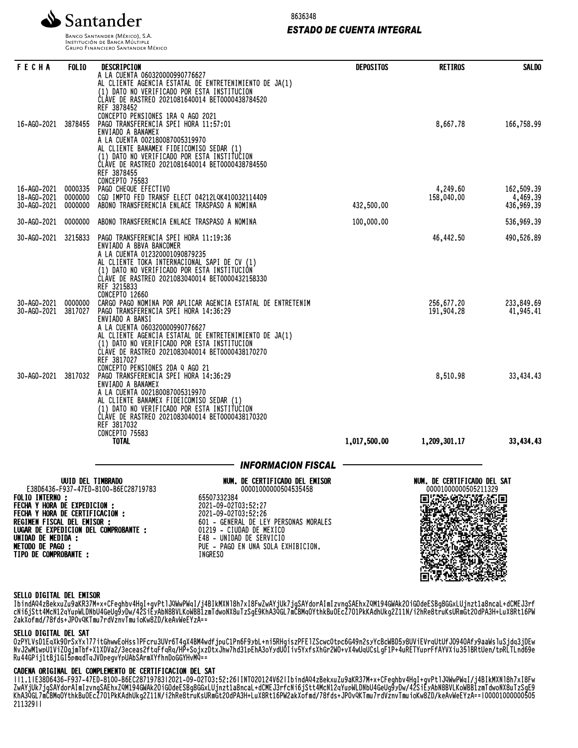Santander

Banco Santander (México), S.A.
Institución de Banca Múltiple
Grupo Financiero Santander México

8636348

***ESTADO DE CUENTA INTEGRAL***

| FECHA | FOLIO | DESCRIPCION | DEPOSITOS | RETIROS | SALDO |
|---|---|---|---|---|---|
| | | A LA CUENTA 060320000990776627<br>AL CLIENTE AGENCIA ESTATAL DE ENTRETENIMIENTO DE JA(1)<br>(1) DATO NO VERIFICADO POR ESTA INSTITUCION<br>CLAVE DE RASTREO 2021081640014 BET0000438784520<br>REF 3878452<br>CONCEPTO PENSIONES 1RA Q AGO 2021 | | | |
| 16-AGO-2021 | 3878455 | PAGO TRANSFERENCIA SPEI HORA 11:57:01<br>ENVIADO A BANAMEX<br>A LA CUENTA 002180087005319970<br>AL CLIENTE BANAMEX FIDEICOMISO SEDAR (1)<br>(1) DATO NO VERIFICADO POR ESTA INSTITUCION<br>CLAVE DE RASTREO 2021081640014 BET0000438784550<br>REF 3878455<br>CONCEPTO 75583 | | 8,667.78 | 166,758.99 |
| 16-AGO-2021 | 0000335 | PAGO CHEQUE EFECTIVO | | 4,249.60 | 162,509.39 |
| 18-AGO-2021 | 0000000 | CGO IMPTO FED TRANSF ELECT 04212LQK410032114409 | | 158,040.00 | 4,469.39 |
| 30-AGO-2021 | 0000000 | ABONO TRANSFERENCIA ENLACE TRASPASO A NOMINA | 432,500.00 | | 436,969.39 |
| 30-AGO-2021 | 0000000 | ABONO TRANSFERENCIA ENLACE TRASPASO A NOMINA | 100,000.00 | | 536,969.39 |
| 30-AGO-2021 | 3215833 | PAGO TRANSFERENCIA SPEI HORA 11:19:36<br>ENVIADO A BBVA BANCOMER<br>A LA CUENTA 012320001090879235<br>AL CLIENTE TOKA INTERNACIONAL SAPI DE CV (1)<br>(1) DATO NO VERIFICADO POR ESTA INSTITUCION<br>CLAVE DE RASTREO 2021083040014 BET0000432158330<br>REF 3215833<br>CONCEPTO 12660 | | 46,442.50 | 490,526.89 |
| 30-AGO-2021 | 0000000 | CARGO PAGO NOMINA POR APLICAR AGENCIA ESTATAL DE ENTRETENIM | | 256,677.20 | 233,849.69 |
| 30-AGO-2021 | 3817027 | PAGO TRANSFERENCIA SPEI HORA 14:36:29<br>ENVIADO A BANSI<br>A LA CUENTA 060320000990776627<br>AL CLIENTE AGENCIA ESTATAL DE ENTRETENIMIENTO DE JA(1)<br>(1) DATO NO VERIFICADO POR ESTA INSTITUCION<br>CLAVE DE RASTREO 2021083040014 BET0000438170270<br>REF 3817027<br>CONCEPTO PENSIONES 2DA Q AGO 21 | | 191,904.28 | 41,945.41 |
| 30-AGO-2021 | 3817032 | PAGO TRANSFERENCIA SPEI HORA 14:36:29<br>ENVIADO A BANAMEX<br>A LA CUENTA 002180087005319970<br>AL CLIENTE BANAMEX FIDEICOMISO SEDAR (1)<br>(1) DATO NO VERIFICADO POR ESTA INSTITUCION<br>CLAVE DE RASTREO 2021083040014 BET0000438170320<br>REF 3817032<br>CONCEPTO 75583 | | 8,510.98 | 33,434.43 |
| | | **TOTAL** | **1,017,500.00** | **1,209,301.17** | **33,434.43** |

## *INFORMACION FISCAL*

**UUID DEL TIMBRADO**
E38D6436-F937-47ED-8100-B6EC28719783

**NUM. DE CERTIFICADO DEL EMISOR**
00001000000504535458

**NUM. DE CERTIFICADO DEL SAT**
00001000000505211329

**FOLIO INTERNO :** 65507332384
**FECHA Y HORA DE EXPEDICION :** 2021-09-02T03:52:27
**FECHA Y HORA DE CERTIFICACION :** 2021-09-02T03:52:26
**REGIMEN FISCAL DEL EMISOR :** 601 - GENERAL DE LEY PERSONAS MORALES
**LUGAR DE EXPEDICION DEL COMPROBANTE :** 01219 - CIUDAD DE MEXICO
**UNIDAD DE MEDIDA :** E48 - UNIDAD DE SERVICIO
**METODO DE PAGO :** PUE - PAGO EN UNA SOLA EXHIBICION.
**TIPO DE COMPROBANTE :** INGRESO

**SELLO DIGITAL DEL EMISOR**

IbindAQ4zBekxuZu9aKR37M+x+CFeghbv4HgI+gvPtlJQWwPWqI/j4BIkMXNl8h7xI8FwZwAYjUk7jgSAYdorAImIzvngSAEhxZQM194GWAk2OiGOdeESBg8GGxLUjnzt1a8ncaL+dCMEJ3rfcNi6jStt4McN12qYupWLDNbU4GeUg9yDw/42SiEyAbN8BVLKoWBBlzmTdwoNX8uTzSgE9KhA3QGL7mCBMqOYthkBuOEcZ7O1PkKAdhUkg2Z11N/i2hRe8truKsURmGt20dPA3H+LuX8Rt16PW2akXofmd/78fds+JPOvQKTmu7rdVznvTmuioKw8ZD/keAvWeEYzA==

**SELLO DIGITAL DEL SAT**

OzPYLVsD1EqXk9DrSxYxl77itGhwwEoHssIPFcru3UVr6T4gX4BM4wdfjpuC1Pn6F9ybL+ni5RHgiszPFElZScwcOtpc6G49n2syYcBcWBD5y8UViEVrqUtUFJO94OAfy9aaWslu5jdq3jDEwNvJ2wM1wpU1ViZOgjmTbf+X1XDVa2/3eceas2ftqFfqRq/HP+SojxzDtxJhw7hd31pEhA3oYydUOIiv5YxfsXhGr2WO+vX4wUqUCsLgF1P+4uRETYuprFfAYVXiu35lBRtUen/tpRLTLnd69eRu44GPij1tBj1GI5pmqdTqJVDpegvYpUAbSArmXYfhnDoGGYHvMQ==

**CADENA ORIGINAL DEL COMPLEMENTO DE CERTIFICACION DEL SAT**

||1.1|E38D6436-F937-47ED-8100-B6EC28719783|2021-09-02T03:52:26|INT020124V62|IbindAQ4zBekxuZu9aKR37M+x+CFeghbv4HgI+gvPtlJQWwPWqI/j4BIkMXNl8h7xI8FwZwAYjUk7jgSAYdorAImIzvngSAEhxZQM194GWAk2OiGOdeESBg8GGxLUjnzt1a8ncaL+dCMEJ3rfcNi6jStt4McN12qYupWLDNbU4GeUg9yDw/42SiEyAbN8BVLKoWBBlzmTdwoNX8uTzSgE9KhA3QGL7mCBMqOYthkBuOEcZ7O1PkKAdhUkg2Z11N/i2hRe8truKsURmGt20dPA3H+LuX8Rt16PW2akXofmd/78fds+JPOvQKTmu7rdVznvTmuioKw8ZD/keAvWeEYzA==|00001000000505211329||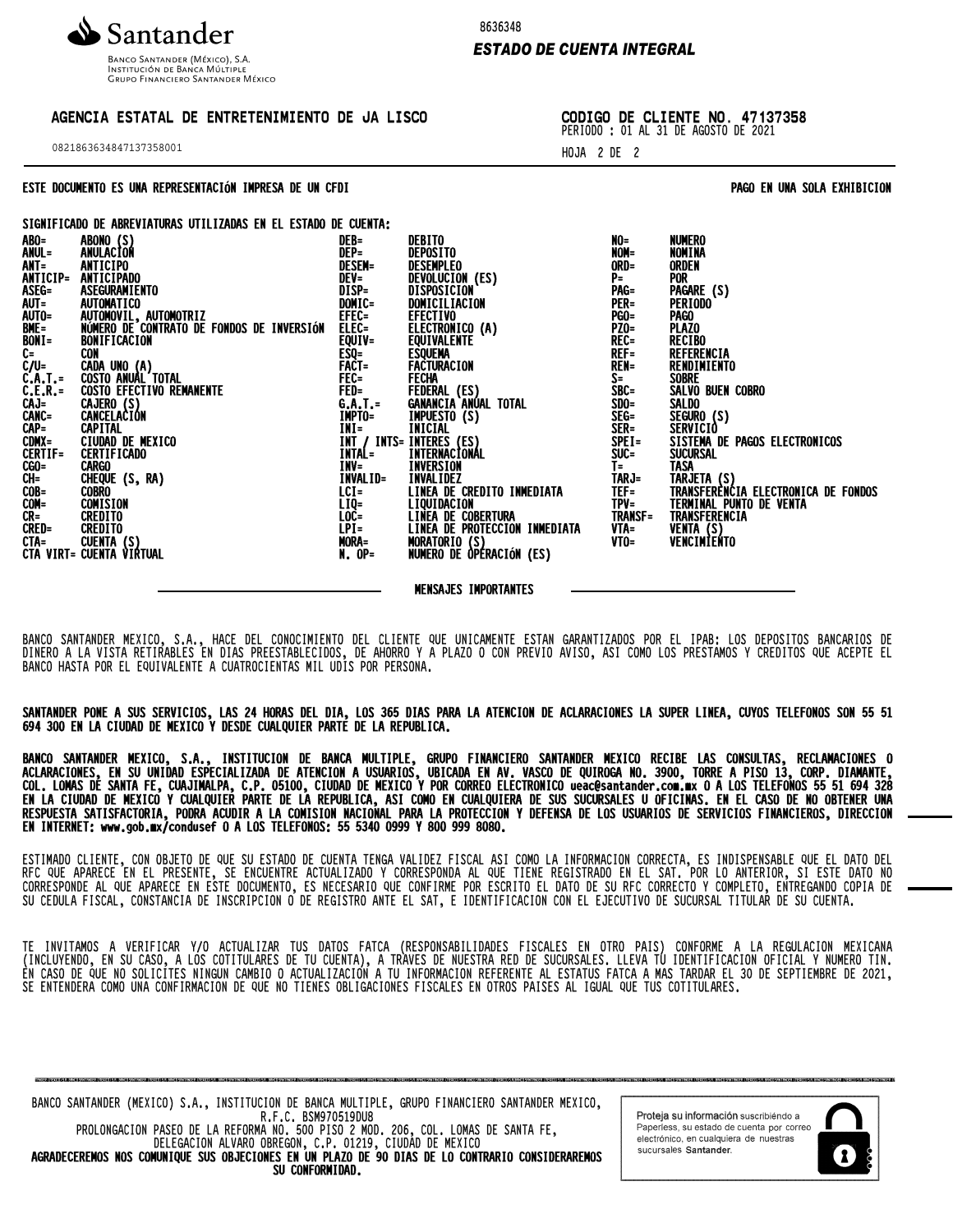Santander

Banco Santander (México), S.A.
Institución de Banca Múltiple
Grupo Financiero Santander México

8636348

***ESTADO DE CUENTA INTEGRAL***

**AGENCIA ESTATAL DE ENTRETENIMIENTO DE JA LISCO**

08218636348471373580001

**CODIGO DE CLIENTE NO. 47137358**
PERIODO : 01 AL 31 DE AGOSTO DE 2021

HOJA 2 DE 2

**ESTE DOCUMENTO ES UNA REPRESENTACIÓN IMPRESA DE UN CFDI**

**PAGO EN UNA SOLA EXHIBICION**

**SIGNIFICADO DE ABREVIATURAS UTILIZADAS EN EL ESTADO DE CUENTA:**

| | | | | | |
|---|---|---|---|---|---|
| ABO= | ABONO (S) | DEB= | DEBITO | NO= | NUMERO |
| ANUL= | ANULACION | DEP= | DEPOSITO | NOM= | NOMINA |
| ANT= | ANTICIPO | DESEM= | DESEMPLEO | ORD= | ORDEN |
| ANTICIP= | ANTICIPADO | DEV= | DEVOLUCION (ES) | P= | POR |
| ASEG= | ASEGURAMIENTO | DISP= | DISPOSICION | PAG= | PAGARE (S) |
| AUT= | AUTOMATICO | DOMIC= | DOMICILIACION | PER= | PERIODO |
| AUTO= | AUTOMOVIL, AUTOMOTRIZ | EFEC= | EFECTIVO | PGO= | PAGO |
| BME= | NÚMERO DE CONTRATO DE FONDOS DE INVERSIÓN | ELEC= | ELECTRONICO (A) | PZO= | PLAZO |
| BONI= | BONIFICACION | EQUIV= | EQUIVALENTE | REC= | RECIBO |
| C= | CON | ESQ= | ESQUEMA | REF= | REFERENCIA |
| C/U= | CADA UNO (A) | FACT= | FACTURACION | REN= | RENDIMIENTO |
| C.A.T.= | COSTO ANUAL TOTAL | FEC= | FECHA | S= | SOBRE |
| C.E.R.= | COSTO EFECTIVO REMANENTE | FED= | FEDERAL (ES) | SBC= | SALVO BUEN COBRO |
| CAJ= | CAJERO (S) | G.A.T.= | GANANCIA ANUAL TOTAL | SDO= | SALDO |
| CANC= | CANCELACION | IMPTO= | IMPUESTO (S) | SEG= | SEGURO (S) |
| CAP= | CAPITAL | INI= | INICIAL | SER= | SERVICIO |
| CDMX= | CIUDAD DE MEXICO | INT / INTS= | INTERES (ES) | SPEI= | SISTEMA DE PAGOS ELECTRONICOS |
| CERTIF= | CERTIFICADO | INTAL= | INTERNACIONAL | SUC= | SUCURSAL |
| CGO= | CARGO | INV= | INVERSION | T= | TASA |
| CH= | CHEQUE (S, RA) | INVALID= | INVALIDEZ | TARJ= | TARJETA (S) |
| COB= | COBRO | LCI= | LINEA DE CREDITO INMEDIATA | TEF= | TRANSFERENCIA ELECTRONICA DE FONDOS |
| COM= | COMISION | LIQ= | LIQUIDACION | TPV= | TERMINAL PUNTO DE VENTA |
| CR= | CREDITO | LOC= | LINEA DE COBERTURA | TRANSF= | TRANSFERENCIA |
| CRED= | CREDITO | LPI= | LINEA DE PROTECCION INMEDIATA | VTA= | VENTA (S) |
| CTA= | CUENTA (S) | MORA= | MORATORIO (S) | VTO= | VENCIMIENTO |
| CTA VIRT= | CUENTA VIRTUAL | N. OP= | NUMERO DE OPERACIÓN (ES) | | |

**MENSAJES IMPORTANTES**

BANCO SANTANDER MEXICO, S.A., HACE DEL CONOCIMIENTO DEL CLIENTE QUE UNICAMENTE ESTAN GARANTIZADOS POR EL IPAB: LOS DEPOSITOS BANCARIOS DE DINERO A LA VISTA RETIRABLES EN DIAS PREESTABLECIDOS, DE AHORRO Y A PLAZO O CON PREVIO AVISO, ASI COMO LOS PRESTAMOS Y CREDITOS QUE ACEPTE EL BANCO HASTA POR EL EQUIVALENTE A CUATROCIENTAS MIL UDIS POR PERSONA.

**SANTANDER PONE A SUS SERVICIOS, LAS 24 HORAS DEL DIA, LOS 365 DIAS PARA LA ATENCION DE ACLARACIONES LA SUPER LINEA, CUYOS TELEFONOS SON 55 51 694 300 EN LA CIUDAD DE MEXICO Y DESDE CUALQUIER PARTE DE LA REPUBLICA.**

**BANCO SANTANDER MEXICO, S.A., INSTITUCION DE BANCA MULTIPLE, GRUPO FINANCIERO SANTANDER MEXICO RECIBE LAS CONSULTAS, RECLAMACIONES O ACLARACIONES, EN SU UNIDAD ESPECIALIZADA DE ATENCION A USUARIOS, UBICADA EN AV. VASCO DE QUIROGA NO. 3900, TORRE A PISO 13, CORP. DIAMANTE, COL. LOMAS DE SANTA FE, CUAJIMALPA, C.P. 05100, CIUDAD DE MEXICO Y POR CORREO ELECTRONICO ueac@santander.com.mx O A LOS TELEFONOS 55 51 694 328 EN LA CIUDAD DE MEXICO Y CUALQUIER PARTE DE LA REPUBLICA, ASI COMO EN CUALQUIERA DE SUS SUCURSALES U OFICINAS. EN EL CASO DE NO OBTENER UNA RESPUESTA SATISFACTORIA, PODRA ACUDIR A LA COMISION NACIONAL PARA LA PROTECCION Y DEFENSA DE LOS USUARIOS DE SERVICIOS FINANCIEROS, DIRECCION EN INTERNET: www.gob.mx/condusef O A LOS TELEFONOS: 55 5340 0999 Y 800 999 8080.**

ESTIMADO CLIENTE, CON OBJETO DE QUE SU ESTADO DE CUENTA TENGA VALIDEZ FISCAL ASI COMO LA INFORMACION CORRECTA, ES INDISPENSABLE QUE EL DATO DEL RFC QUE APARECE EN EL PRESENTE, SE ENCUENTRE ACTUALIZADO Y CORRESPONDA AL QUE TIENE REGISTRADO EN EL SAT. POR LO ANTERIOR, SI ESTE DATO NO CORRESPONDE AL QUE APARECE EN ESTE DOCUMENTO, ES NECESARIO QUE CONFIRME POR ESCRITO EL DATO DE SU RFC CORRECTO Y COMPLETO, ENTREGANDO COPIA DE SU CEDULA FISCAL, CONSTANCIA DE INSCRIPCION O DE REGISTRO ANTE EL SAT, E IDENTIFICACION CON EL EJECUTIVO DE SUCURSAL TITULAR DE SU CUENTA.

TE INVITAMOS A VERIFICAR Y/O ACTUALIZAR TUS DATOS FATCA (RESPONSABILIDADES FISCALES EN OTRO PAIS) CONFORME A LA REGULACION MEXICANA (INCLUYENDO, EN SU CASO, A LOS COTITULARES DE TU CUENTA), A TRAVES DE NUESTRA RED DE SUCURSALES. LLEVA TU IDENTIFICACION OFICIAL Y NUMERO TIN. EN CASO DE QUE NO SOLICITES NINGUN CAMBIO O ACTUALIZACION A TU INFORMACION REFERENTE AL ESTATUS FATCA A MAS TARDAR EL 30 DE SEPTIEMBRE DE 2021, SE ENTENDERA COMO UNA CONFIRMACION DE QUE NO TIENES OBLIGACIONES FISCALES EN OTROS PAISES AL IGUAL QUE TUS COTITULARES.

BANCO SANTANDER (MEXICO) S.A., INSTITUCION DE BANCA MULTIPLE, GRUPO FINANCIERO SANTANDER MEXICO,
R.F.C. BSM970519DU8
PROLONGACION PASEO DE LA REFORMA NO. 500 PISO 2 MOD. 206, COL. LOMAS DE SANTA FE,
DELEGACION ALVARO OBREGON, C.P. 01219, CIUDAD DE MEXICO
**AGRADECEREMOS NOS COMUNIQUE SUS OBJECIONES EN UN PLAZO DE 90 DIAS DE LO CONTRARIO CONSIDERAREMOS SU CONFORMIDAD.**

Proteja su información suscribiéndo a Paperless, su estado de cuenta por correo electrónico, en cualquiera de nuestras sucursales Santander.